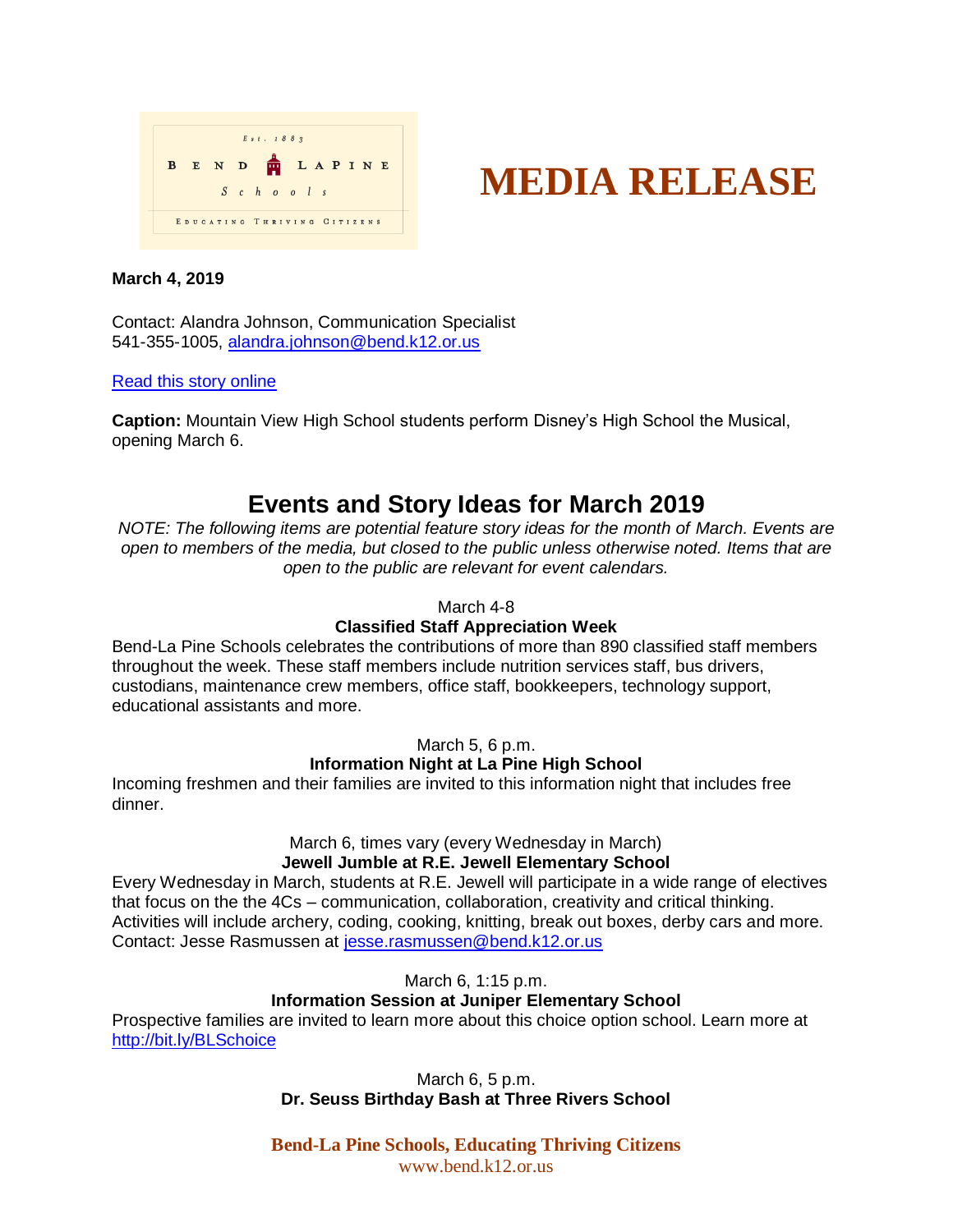Est. 1883

BEND LAPINE

Schools

EDUCATING THRIVING CITIZENS

# MEDIA RELEASE

**March 4, 2019**

Contact: Alandra Johnson, Communication Specialist
541-355-1005, alandra.johnson@bend.k12.or.us

Read this story online

**Caption:** Mountain View High School students perform Disney's High School the Musical, opening March 6.

## Events and Story Ideas for March 2019

*NOTE: The following items are potential feature story ideas for the month of March. Events are open to members of the media, but closed to the public unless otherwise noted. Items that are open to the public are relevant for event calendars.*

March 4-8
**Classified Staff Appreciation Week**

Bend-La Pine Schools celebrates the contributions of more than 890 classified staff members throughout the week. These staff members include nutrition services staff, bus drivers, custodians, maintenance crew members, office staff, bookkeepers, technology support, educational assistants and more.

March 5, 6 p.m.
**Information Night at La Pine High School**

Incoming freshmen and their families are invited to this information night that includes free dinner.

March 6, times vary (every Wednesday in March)
**Jewell Jumble at R.E. Jewell Elementary School**

Every Wednesday in March, students at R.E. Jewell will participate in a wide range of electives that focus on the the 4Cs – communication, collaboration, creativity and critical thinking. Activities will include archery, coding, cooking, knitting, break out boxes, derby cars and more. Contact: Jesse Rasmussen at jesse.rasmussen@bend.k12.or.us

March 6, 1:15 p.m.
**Information Session at Juniper Elementary School**

Prospective families are invited to learn more about this choice option school. Learn more at http://bit.ly/BLSchoice

March 6, 5 p.m.
**Dr. Seuss Birthday Bash at Three Rivers School**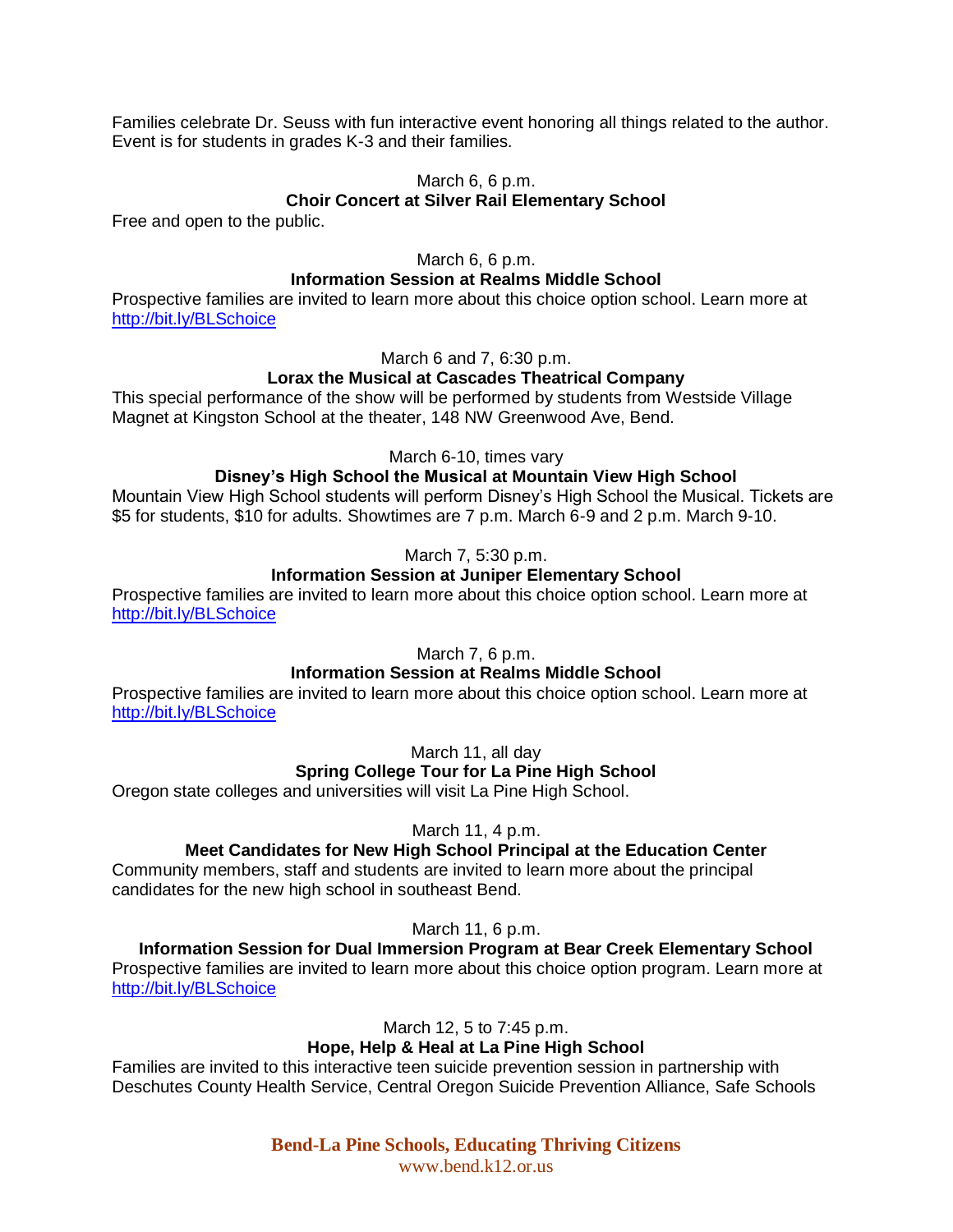Families celebrate Dr. Seuss with fun interactive event honoring all things related to the author. Event is for students in grades K-3 and their families.

March 6, 6 p.m.
**Choir Concert at Silver Rail Elementary School**
Free and open to the public.

March 6, 6 p.m.
**Information Session at Realms Middle School**
Prospective families are invited to learn more about this choice option school. Learn more at http://bit.ly/BLSchoice

March 6 and 7, 6:30 p.m.
**Lorax the Musical at Cascades Theatrical Company**
This special performance of the show will be performed by students from Westside Village Magnet at Kingston School at the theater, 148 NW Greenwood Ave, Bend.

March 6-10, times vary
**Disney's High School the Musical at Mountain View High School**
Mountain View High School students will perform Disney's High School the Musical. Tickets are $5 for students, $10 for adults. Showtimes are 7 p.m. March 6-9 and 2 p.m. March 9-10.

March 7, 5:30 p.m.
**Information Session at Juniper Elementary School**
Prospective families are invited to learn more about this choice option school. Learn more at http://bit.ly/BLSchoice

March 7, 6 p.m.
**Information Session at Realms Middle School**
Prospective families are invited to learn more about this choice option school. Learn more at http://bit.ly/BLSchoice

March 11, all day
**Spring College Tour for La Pine High School**
Oregon state colleges and universities will visit La Pine High School.

March 11, 4 p.m.
**Meet Candidates for New High School Principal at the Education Center**
Community members, staff and students are invited to learn more about the principal candidates for the new high school in southeast Bend.

March 11, 6 p.m.
**Information Session for Dual Immersion Program at Bear Creek Elementary School**
Prospective families are invited to learn more about this choice option program. Learn more at http://bit.ly/BLSchoice

March 12, 5 to 7:45 p.m.
**Hope, Help & Heal at La Pine High School**
Families are invited to this interactive teen suicide prevention session in partnership with Deschutes County Health Service, Central Oregon Suicide Prevention Alliance, Safe Schools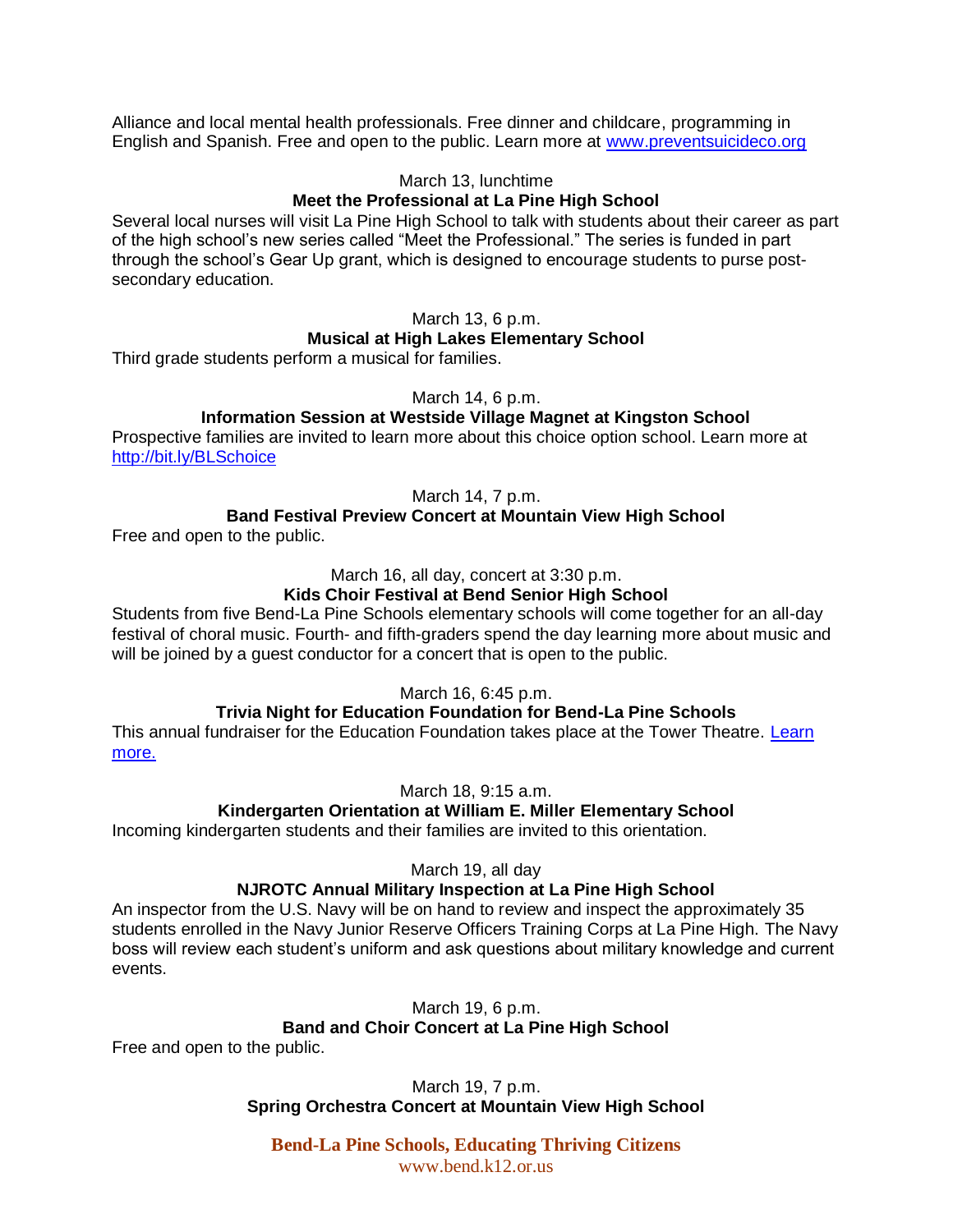Alliance and local mental health professionals. Free dinner and childcare, programming in English and Spanish. Free and open to the public. Learn more at [www.preventsuicideco.org](http://www.preventsuicideco.org)

March 13, lunchtime

**Meet the Professional at La Pine High School**

Several local nurses will visit La Pine High School to talk with students about their career as part of the high school's new series called "Meet the Professional." The series is funded in part through the school's Gear Up grant, which is designed to encourage students to purse post-secondary education.

March 13, 6 p.m.

**Musical at High Lakes Elementary School**

Third grade students perform a musical for families.

March 14, 6 p.m.

**Information Session at Westside Village Magnet at Kingston School**

Prospective families are invited to learn more about this choice option school. Learn more at [http://bit.ly/BLSchoice](http://bit.ly/BLSchoice)

March 14, 7 p.m.

**Band Festival Preview Concert at Mountain View High School**

Free and open to the public.

March 16, all day, concert at 3:30 p.m.

**Kids Choir Festival at Bend Senior High School**

Students from five Bend-La Pine Schools elementary schools will come together for an all-day festival of choral music. Fourth- and fifth-graders spend the day learning more about music and will be joined by a guest conductor for a concert that is open to the public.

March 16, 6:45 p.m.

**Trivia Night for Education Foundation for Bend-La Pine Schools**

This annual fundraiser for the Education Foundation takes place at the Tower Theatre. Learn more.

March 18, 9:15 a.m.

**Kindergarten Orientation at William E. Miller Elementary School**

Incoming kindergarten students and their families are invited to this orientation.

March 19, all day

**NJROTC Annual Military Inspection at La Pine High School**

An inspector from the U.S. Navy will be on hand to review and inspect the approximately 35 students enrolled in the Navy Junior Reserve Officers Training Corps at La Pine High. The Navy boss will review each student's uniform and ask questions about military knowledge and current events.

March 19, 6 p.m.

**Band and Choir Concert at La Pine High School**

Free and open to the public.

March 19, 7 p.m.

**Spring Orchestra Concert at Mountain View High School**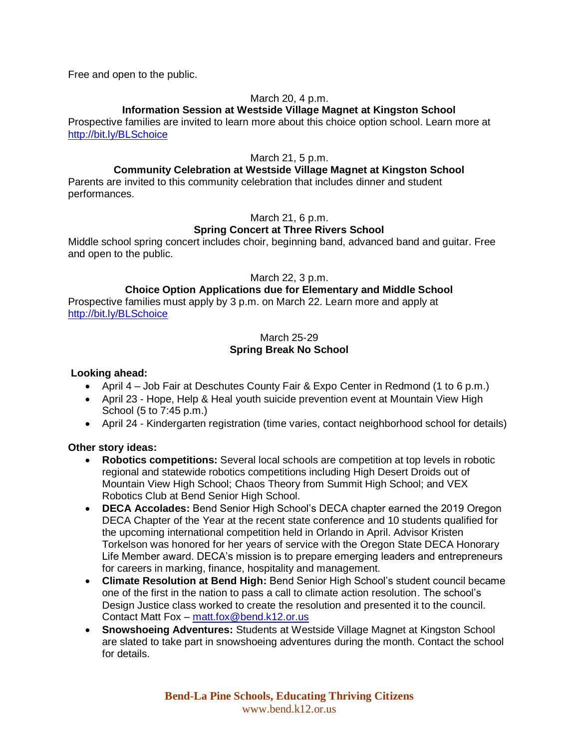Free and open to the public.

March 20, 4 p.m.

**Information Session at Westside Village Magnet at Kingston School**

Prospective families are invited to learn more about this choice option school. Learn more at http://bit.ly/BLSchoice

March 21, 5 p.m.

**Community Celebration at Westside Village Magnet at Kingston School**

Parents are invited to this community celebration that includes dinner and student performances.

March 21, 6 p.m.

**Spring Concert at Three Rivers School**

Middle school spring concert includes choir, beginning band, advanced band and guitar. Free and open to the public.

March 22, 3 p.m.

**Choice Option Applications due for Elementary and Middle School**

Prospective families must apply by 3 p.m. on March 22. Learn more and apply at http://bit.ly/BLSchoice

March 25-29

**Spring Break No School**

**Looking ahead:**

- April 4 – Job Fair at Deschutes County Fair & Expo Center in Redmond (1 to 6 p.m.)
- April 23 - Hope, Help & Heal youth suicide prevention event at Mountain View High School (5 to 7:45 p.m.)
- April 24 - Kindergarten registration (time varies, contact neighborhood school for details)

**Other story ideas:**

- **Robotics competitions:** Several local schools are competition at top levels in robotic regional and statewide robotics competitions including High Desert Droids out of Mountain View High School; Chaos Theory from Summit High School; and VEX Robotics Club at Bend Senior High School.
- **DECA Accolades:** Bend Senior High School's DECA chapter earned the 2019 Oregon DECA Chapter of the Year at the recent state conference and 10 students qualified for the upcoming international competition held in Orlando in April. Advisor Kristen Torkelson was honored for her years of service with the Oregon State DECA Honorary Life Member award. DECA's mission is to prepare emerging leaders and entrepreneurs for careers in marking, finance, hospitality and management.
- **Climate Resolution at Bend High:** Bend Senior High School's student council became one of the first in the nation to pass a call to climate action resolution. The school's Design Justice class worked to create the resolution and presented it to the council. Contact Matt Fox – matt.fox@bend.k12.or.us
- **Snowshoeing Adventures:** Students at Westside Village Magnet at Kingston School are slated to take part in snowshoeing adventures during the month. Contact the school for details.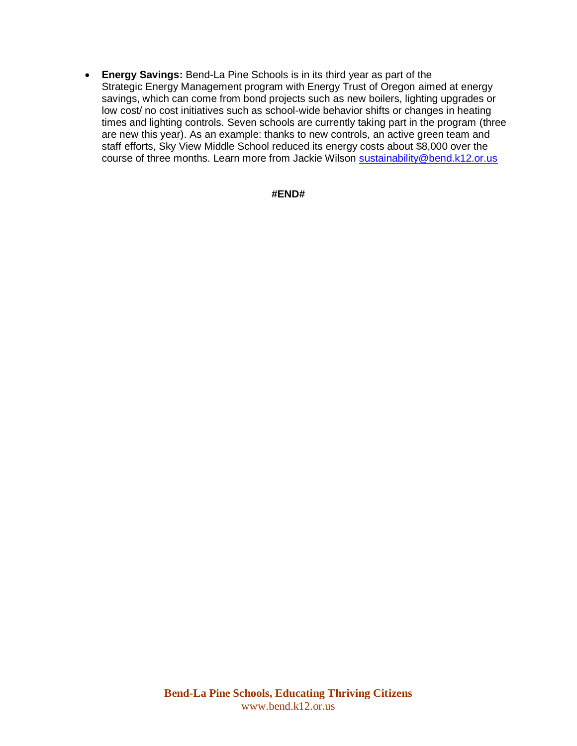- **Energy Savings:** Bend-La Pine Schools is in its third year as part of the Strategic Energy Management program with Energy Trust of Oregon aimed at energy savings, which can come from bond projects such as new boilers, lighting upgrades or low cost/ no cost initiatives such as school-wide behavior shifts or changes in heating times and lighting controls. Seven schools are currently taking part in the program (three are new this year). As an example: thanks to new controls, an active green team and staff efforts, Sky View Middle School reduced its energy costs about $8,000 over the course of three months. Learn more from Jackie Wilson sustainability@bend.k12.or.us

**#END#**